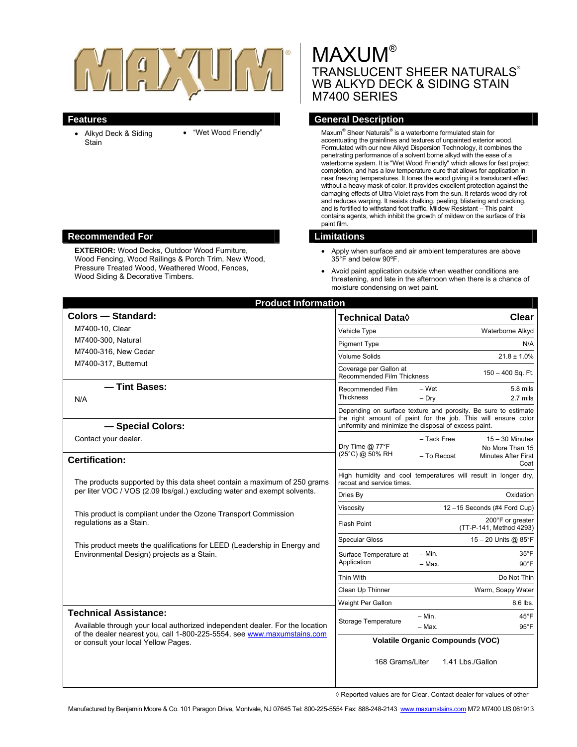# MAXUM®

## TRANSLUCENT SHEER NATURALS®
## WB ALKYD DECK & SIDING STAIN
## M7400 SERIES

## Features

- Alkyd Deck & Siding Stain
- "Wet Wood Friendly"

## General Description

Maxum® Sheer Naturals® is a waterborne formulated stain for accentuating the grainlines and textures of unpainted exterior wood. Formulated with our new Alkyd Dispersion Technology, it combines the penetrating performance of a solvent borne alkyd with the ease of a waterborne system. It is "Wet Wood Friendly" which allows for fast project completion, and has a low temperature cure that allows for application in near freezing temperatures. It tones the wood giving it a translucent effect without a heavy mask of color. It provides excellent protection against the damaging effects of Ultra-Violet rays from the sun. It retards wood dry rot and reduces warping. It resists chalking, peeling, blistering and cracking, and is fortified to withstand foot traffic. Mildew Resistant – This paint contains agents, which inhibit the growth of mildew on the surface of this paint film.

## Recommended For

**EXTERIOR:** Wood Decks, Outdoor Wood Furniture, Wood Fencing, Wood Railings & Porch Trim, New Wood, Pressure Treated Wood, Weathered Wood, Fences, Wood Siding & Decorative Timbers.

## Limitations

- Apply when surface and air ambient temperatures are above 35°F and below 90°F.
- Avoid paint application outside when weather conditions are threatening, and late in the afternoon when there is a chance of moisture condensing on wet paint.

## Product Information

### Colors — Standard:

M7400-10, Clear
M7400-300, Natural
M7400-316, New Cedar
M7400-317, Butternut

### — Tint Bases:

N/A

### — Special Colors:

Contact your dealer.

### Certification:

The products supported by this data sheet contain a maximum of 250 grams per liter VOC / VOS (2.09 lbs/gal.) excluding water and exempt solvents.

This product is compliant under the Ozone Transport Commission regulations as a Stain.

This product meets the qualifications for LEED (Leadership in Energy and Environmental Design) projects as a Stain.

### Technical Assistance:

Available through your local authorized independent dealer. For the location of the dealer nearest you, call 1-800-225-5554, see www.maxumstains.com or consult your local Yellow Pages.

| Technical Data◊ | | Clear |
|---|---|---|
| Vehicle Type | | Waterborne Alkyd |
| Pigment Type | | N/A |
| Volume Solids | | 21.8 ± 1.0% |
| Coverage per Gallon at Recommended Film Thickness | | 150 – 400 Sq. Ft. |
| Recommended Film Thickness | – Wet | 5.8 mils |
| | – Dry | 2.7 mils |
| Depending on surface texture and porosity. Be sure to estimate the right amount of paint for the job. This will ensure color uniformity and minimize the disposal of excess paint. | | |
| Dry Time @ 77°F (25°C) @ 50% RH | – Tack Free | 15 – 30 Minutes |
| | – To Recoat | No More Than 15 Minutes After First Coat |
| High humidity and cool temperatures will result in longer dry, recoat and service times. | | |
| Dries By | | Oxidation |
| Viscosity | | 12 –15 Seconds (#4 Ford Cup) |
| Flash Point | | 200°F or greater (TT-P-141, Method 4293) |
| Specular Gloss | | 15 – 20 Units @ 85°F |
| Surface Temperature at Application | – Min. | 35°F |
| | – Max. | 90°F |
| Thin With | | Do Not Thin |
| Clean Up Thinner | | Warm, Soapy Water |
| Weight Per Gallon | | 8.6 lbs. |
| Storage Temperature | – Min. | 45°F |
| | – Max. | 95°F |

**Volatile Organic Compounds (VOC)**

168 Grams/Liter 1.41 Lbs./Gallon

◊ Reported values are for Clear. Contact dealer for values of other

Manufactured by Benjamin Moore & Co. 101 Paragon Drive, Montvale, NJ 07645 Tel: 800-225-5554 Fax: 888-248-2143 www.maxumstains.com M72 M7400 US 061913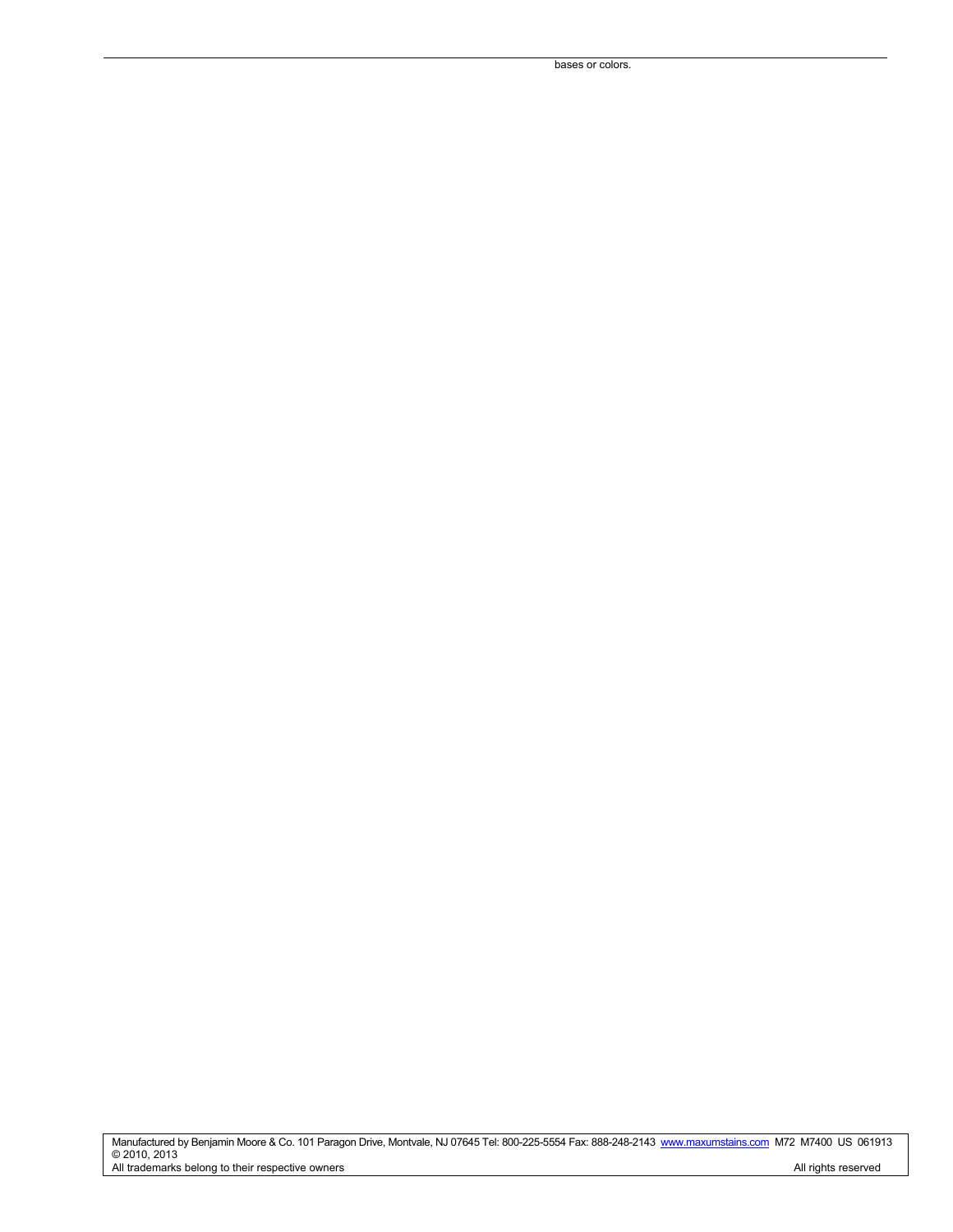bases or colors.

Manufactured by Benjamin Moore & Co. 101 Paragon Drive, Montvale, NJ 07645 Tel: 800-225-5554 Fax: 888-248-2143 www.maxumstains.com M72 M7400 US 061913
© 2010, 2013
All trademarks belong to their respective owners All rights reserved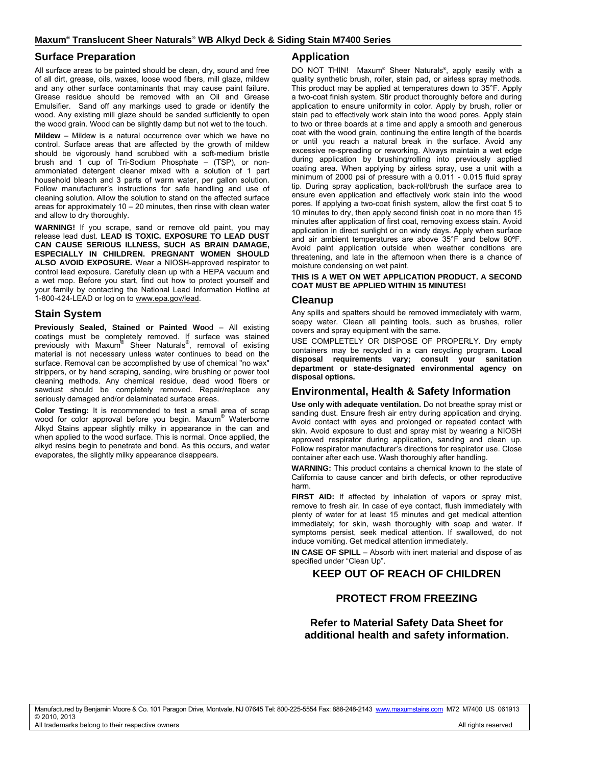# Maxum® Translucent Sheer Naturals® WB Alkyd Deck & Siding Stain M7400 Series

## Surface Preparation

All surface areas to be painted should be clean, dry, sound and free of all dirt, grease, oils, waxes, loose wood fibers, mill glaze, mildew and any other surface contaminants that may cause paint failure. Grease residue should be removed with an Oil and Grease Emulsifier. Sand off any markings used to grade or identify the wood. Any existing mill glaze should be sanded sufficiently to open the wood grain. Wood can be slightly damp but not wet to the touch.

**Mildew** – Mildew is a natural occurrence over which we have no control. Surface areas that are affected by the growth of mildew should be vigorously hand scrubbed with a soft-medium bristle brush and 1 cup of Tri-Sodium Phosphate – (TSP), or non-ammoniated detergent cleaner mixed with a solution of 1 part household bleach and 3 parts of warm water, per gallon solution. Follow manufacturer's instructions for safe handling and use of cleaning solution. Allow the solution to stand on the affected surface areas for approximately 10 – 20 minutes, then rinse with clean water and allow to dry thoroughly.

**WARNING!** If you scrape, sand or remove old paint, you may release lead dust. **LEAD IS TOXIC. EXPOSURE TO LEAD DUST CAN CAUSE SERIOUS ILLNESS, SUCH AS BRAIN DAMAGE, ESPECIALLY IN CHILDREN. PREGNANT WOMEN SHOULD ALSO AVOID EXPOSURE.** Wear a NIOSH-approved respirator to control lead exposure. Carefully clean up with a HEPA vacuum and a wet mop. Before you start, find out how to protect yourself and your family by contacting the National Lead Information Hotline at 1-800-424-LEAD or log on to www.epa.gov/lead.

## Stain System

**Previously Sealed, Stained or Painted Wo**od – All existing coatings must be completely removed. If surface was stained previously with Maxum® Sheer Naturals®, removal of existing material is not necessary unless water continues to bead on the surface. Removal can be accomplished by use of chemical "no wax" strippers, or by hand scraping, sanding, wire brushing or power tool cleaning methods. Any chemical residue, dead wood fibers or sawdust should be completely removed. Repair/replace any seriously damaged and/or delaminated surface areas.

**Color Testing:** It is recommended to test a small area of scrap wood for color approval before you begin. Maxum® Waterborne Alkyd Stains appear slightly milky in appearance in the can and when applied to the wood surface. This is normal. Once applied, the alkyd resins begin to penetrate and bond. As this occurs, and water evaporates, the slightly milky appearance disappears.

## Application

DO NOT THIN! Maxum® Sheer Naturals®, apply easily with a quality synthetic brush, roller, stain pad, or airless spray methods. This product may be applied at temperatures down to 35°F. Apply a two-coat finish system. Stir product thoroughly before and during application to ensure uniformity in color. Apply by brush, roller or stain pad to effectively work stain into the wood pores. Apply stain to two or three boards at a time and apply a smooth and generous coat with the wood grain, continuing the entire length of the boards or until you reach a natural break in the surface. Avoid any excessive re-spreading or reworking. Always maintain a wet edge during application by brushing/rolling into previously applied coating area. When applying by airless spray, use a unit with a minimum of 2000 psi of pressure with a 0.011 - 0.015 fluid spray tip. During spray application, back-roll/brush the surface area to ensure even application and effectively work stain into the wood pores. If applying a two-coat finish system, allow the first coat 5 to 10 minutes to dry, then apply second finish coat in no more than 15 minutes after application of first coat, removing excess stain. Avoid application in direct sunlight or on windy days. Apply when surface and air ambient temperatures are above 35°F and below 90ºF. Avoid paint application outside when weather conditions are threatening, and late in the afternoon when there is a chance of moisture condensing on wet paint.

**THIS IS A WET ON WET APPLICATION PRODUCT. A SECOND COAT MUST BE APPLIED WITHIN 15 MINUTES!**

## Cleanup

Any spills and spatters should be removed immediately with warm, soapy water. Clean all painting tools, such as brushes, roller covers and spray equipment with the same.

USE COMPLETELY OR DISPOSE OF PROPERLY. Dry empty containers may be recycled in a can recycling program. **Local disposal requirements vary; consult your sanitation department or state-designated environmental agency on disposal options.**

## Environmental, Health & Safety Information

**Use only with adequate ventilation.** Do not breathe spray mist or sanding dust. Ensure fresh air entry during application and drying. Avoid contact with eyes and prolonged or repeated contact with skin. Avoid exposure to dust and spray mist by wearing a NIOSH approved respirator during application, sanding and clean up. Follow respirator manufacturer's directions for respirator use. Close container after each use. Wash thoroughly after handling.

**WARNING:** This product contains a chemical known to the state of California to cause cancer and birth defects, or other reproductive harm.

**FIRST AID:** If affected by inhalation of vapors or spray mist, remove to fresh air. In case of eye contact, flush immediately with plenty of water for at least 15 minutes and get medical attention immediately; for skin, wash thoroughly with soap and water. If symptoms persist, seek medical attention. If swallowed, do not induce vomiting. Get medical attention immediately.

**IN CASE OF SPILL** – Absorb with inert material and dispose of as specified under "Clean Up".

**KEEP OUT OF REACH OF CHILDREN**

**PROTECT FROM FREEZING**

**Refer to Material Safety Data Sheet for additional health and safety information.**

Manufactured by Benjamin Moore & Co. 101 Paragon Drive, Montvale, NJ 07645 Tel: 800-225-5554 Fax: 888-248-2143 www.maxumstains.com M72 M7400 US 061913
© 2010, 2013
All trademarks belong to their respective owners All rights reserved